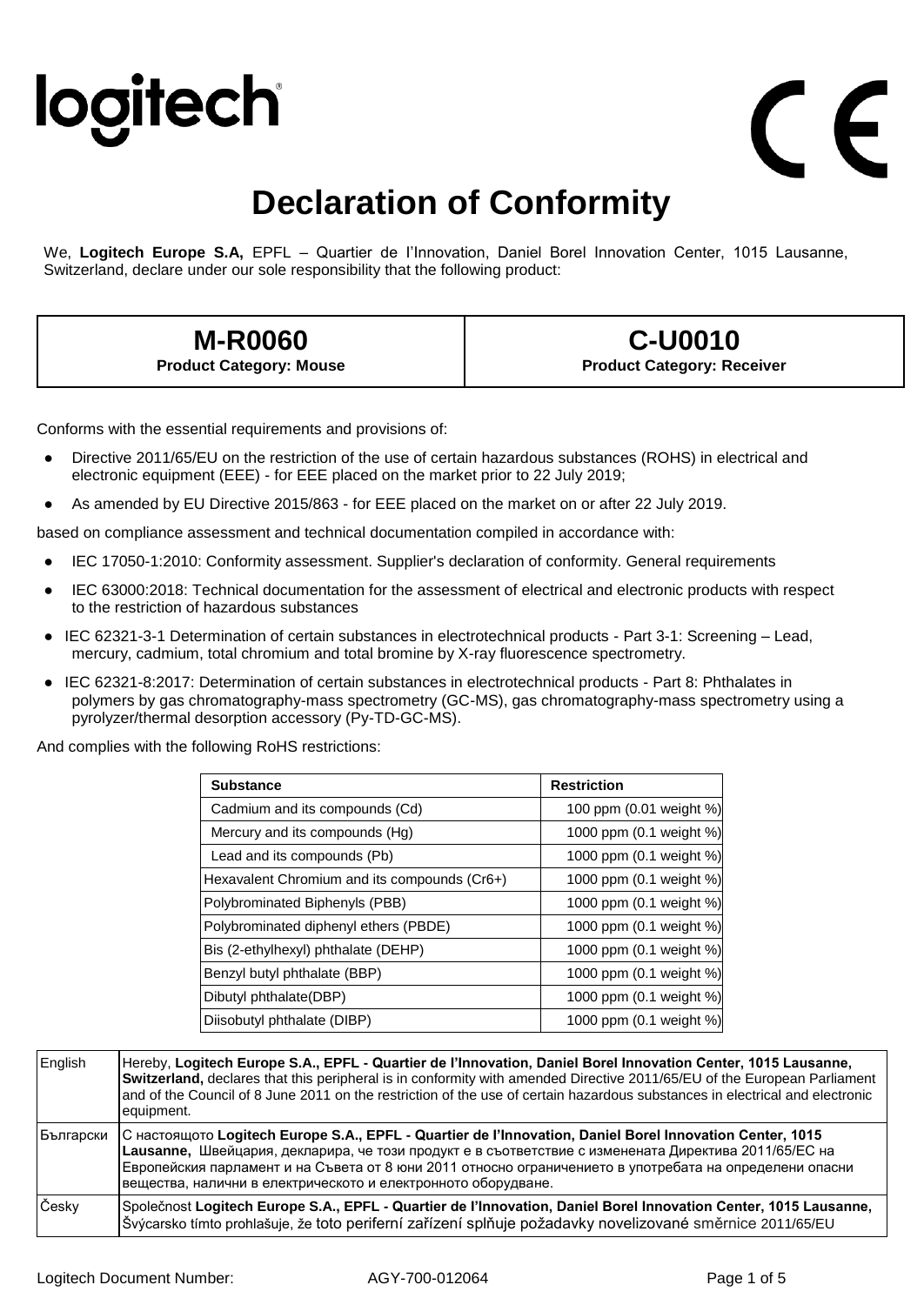logitech

CE

# Declaration of Conformity

We, **Logitech Europe S.A,** EPFL – Quartier de l'Innovation, Daniel Borel Innovation Center, 1015 Lausanne, Switzerland, declare under our sole responsibility that the following product:

| **M-R0060**<br>**Product Category: Mouse** | **C-U0010**<br>**Product Category: Receiver** |
|---|---|

Conforms with the essential requirements and provisions of:

- Directive 2011/65/EU on the restriction of the use of certain hazardous substances (ROHS) in electrical and electronic equipment (EEE) - for EEE placed on the market prior to 22 July 2019;
- As amended by EU Directive 2015/863 - for EEE placed on the market on or after 22 July 2019.

based on compliance assessment and technical documentation compiled in accordance with:

- IEC 17050-1:2010: Conformity assessment. Supplier's declaration of conformity. General requirements
- IEC 63000:2018: Technical documentation for the assessment of electrical and electronic products with respect to the restriction of hazardous substances
- IEC 62321-3-1 Determination of certain substances in electrotechnical products - Part 3-1: Screening – Lead, mercury, cadmium, total chromium and total bromine by X-ray fluorescence spectrometry.
- IEC 62321-8:2017: Determination of certain substances in electrotechnical products - Part 8: Phthalates in polymers by gas chromatography-mass spectrometry (GC-MS), gas chromatography-mass spectrometry using a pyrolyzer/thermal desorption accessory (Py-TD-GC-MS).

And complies with the following RoHS restrictions:

| **Substance** | **Restriction** |
|---|---|
| Cadmium and its compounds (Cd) | 100 ppm (0.01 weight %) |
| Mercury and its compounds (Hg) | 1000 ppm (0.1 weight %) |
| Lead and its compounds (Pb) | 1000 ppm (0.1 weight %) |
| Hexavalent Chromium and its compounds (Cr6+) | 1000 ppm (0.1 weight %) |
| Polybrominated Biphenyls (PBB) | 1000 ppm (0.1 weight %) |
| Polybrominated diphenyl ethers (PBDE) | 1000 ppm (0.1 weight %) |
| Bis (2-ethylhexyl) phthalate (DEHP) | 1000 ppm (0.1 weight %) |
| Benzyl butyl phthalate (BBP) | 1000 ppm (0.1 weight %) |
| Dibutyl phthalate(DBP) | 1000 ppm (0.1 weight %) |
| Diisobutyl phthalate (DIBP) | 1000 ppm (0.1 weight %) |

| | |
|---|---|
| English | Hereby, **Logitech Europe S.A., EPFL - Quartier de l'Innovation, Daniel Borel Innovation Center, 1015 Lausanne, Switzerland,** declares that this peripheral is in conformity with amended Directive 2011/65/EU of the European Parliament and of the Council of 8 June 2011 on the restriction of the use of certain hazardous substances in electrical and electronic equipment. |
| Български | С настоящото **Logitech Europe S.A., EPFL - Quartier de l'Innovation, Daniel Borel Innovation Center, 1015 Lausanne,** Швейцария, декларира, че този продукт е в съответствие с изменената Директива 2011/65/ЕС на Европейския парламент и на Съвета от 8 юни 2011 относно ограничението в употребата на определени опасни вещества, налични в електрическото и електронното оборудване. |
| Česky | Společnost **Logitech Europe S.A., EPFL - Quartier de l'Innovation, Daniel Borel Innovation Center, 1015 Lausanne,** Švýcarsko tímto prohlašuje, že toto periferní zařízení splňuje požadavky novelizované směrnice 2011/65/EU |

Logitech Document Number: AGY-700-012064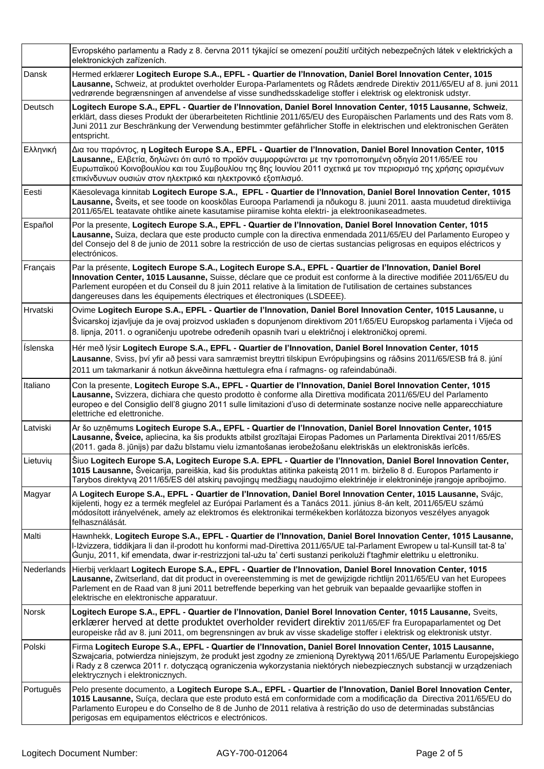| | |
|---|---|
| | Evropského parlamentu a Rady z 8. června 2011 týkající se omezení použití určitých nebezpečných látek v elektrických a elektronických zařízeních. |
| Dansk | Hermed erklærer **Logitech Europe S.A., EPFL - Quartier de l'Innovation, Daniel Borel Innovation Center, 1015 Lausanne,** Schweiz, at produktet overholder Europa-Parlamentets og Rådets ændrede Direktiv 2011/65/EU af 8. juni 2011 vedrørende begrænsningen af anvendelse af visse sundhedsskadelige stoffer i elektrisk og elektronisk udstyr. |
| Deutsch | **Logitech Europe S.A., EPFL - Quartier de l'Innovation, Daniel Borel Innovation Center, 1015 Lausanne, Schweiz**, erklärt, dass dieses Produkt der überarbeiteten Richtlinie 2011/65/EU des Europäischen Parlaments und des Rats vom 8. Juni 2011 zur Beschränkung der Verwendung bestimmter gefährlicher Stoffe in elektrischen und elektronischen Geräten entspricht. |
| Ελληνική | Δια του παρόντος, **η Logitech Europe S.A., EPFL - Quartier de l'Innovation, Daniel Borel Innovation Center, 1015 Lausanne,**, Ελβετία, δηλώνει ότι αυτό το προϊόν συμμορφώνεται με την τροποποιημένη οδηγία 2011/65/ΕΕ του Ευρωπαϊκού Κοινοβουλίου και του Συμβουλίου της 8ης Ιουνίου 2011 σχετικά με τον περιορισμό της χρήσης ορισμένων επικίνδυνων ουσιών στον ηλεκτρικό και ηλεκτρονικό εξοπλισμό. |
| Eesti | Käesolevaga kinnitab **Logitech Europe S.A., EPFL - Quartier de l'Innovation, Daniel Borel Innovation Center, 1015 Lausanne,** Šveits**,** et see toode on kooskõlas Euroopa Parlamendi ja nõukogu 8. juuni 2011. aasta muudetud direktiiviga 2011/65/EL teatavate ohtlike ainete kasutamise piiramise kohta elektri- ja elektroonikaseadmetes. |
| Español | Por la presente, **Logitech Europe S.A., EPFL - Quartier de l'Innovation, Daniel Borel Innovation Center, 1015 Lausanne,** Suiza, declara que este producto cumple con la directiva enmendada 2011/65/EU del Parlamento Europeo y del Consejo del 8 de junio de 2011 sobre la restricción de uso de ciertas sustancias peligrosas en equipos eléctricos y electrónicos. |
| Français | Par la présente, **Logitech Europe S.A., Logitech Europe S.A., EPFL - Quartier de l'Innovation, Daniel Borel Innovation Center, 1015 Lausanne,** Suisse, déclare que ce produit est conforme à la directive modifiée 2011/65/EU du Parlement européen et du Conseil du 8 juin 2011 relative à la limitation de l'utilisation de certaines substances dangereuses dans les équipements électriques et électroniques (LSDEEE). |
| Hrvatski | Ovime **Logitech Europe S.A., EPFL - Quartier de l'Innovation, Daniel Borel Innovation Center, 1015 Lausanne,** u Švicarskoj izjavljuje da je ovaj proizvod usklađen s dopunjenom direktivom 2011/65/EU Europskog parlamenta i Vijeća od 8. lipnja, 2011. o ograničenju upotrebe određenih opasnih tvari u električnoj i elektroničkoj opremi. |
| Íslenska | Hér með lýsir **Logitech Europe S.A., EPFL - Quartier de l'Innovation, Daniel Borel Innovation Center, 1015 Lausanne**, Sviss, því yfir að þessi vara samræmist breyttri tilskipun Evrópuþingsins og ráðsins 2011/65/ESB frá 8. júní 2011 um takmarkanir á notkun ákveðinna hættulegra efna í rafmagns- og rafeindabúnaði. |
| Italiano | Con la presente, **Logitech Europe S.A., EPFL - Quartier de l'Innovation, Daniel Borel Innovation Center, 1015 Lausanne,** Svizzera, dichiara che questo prodotto è conforme alla Direttiva modificata 2011/65/EU del Parlamento europeo e del Consiglio dell'8 giugno 2011 sulle limitazioni d'uso di determinate sostanze nocive nelle apparecchiature elettriche ed elettroniche. |
| Latviski | Ar šo uzņēmums **Logitech Europe S.A., EPFL - Quartier de l'Innovation, Daniel Borel Innovation Center, 1015 Lausanne, Šveice,** apliecina, ka šis produkts atbilst grozītajai Eiropas Padomes un Parlamenta Direktīvai 2011/65/ES (2011. gada 8. jūnijs) par dažu bīstamu vielu izmantošanas ierobežošanu elektriskās un elektroniskās ierīcēs. |
| Lietuvių | Šiuo **Logitech Europe S.A, Logitech Europe S.A. EPFL - Quartier de l'Innovation, Daniel Borel Innovation Center, 1015 Lausanne,** Šveicarija, pareiškia, kad šis produktas atitinka pakeistą 2011 m. birželio 8 d. Europos Parlamento ir Tarybos direktyvą 2011/65/ES dėl atskirų pavojingų medžiagų naudojimo elektrinėje ir elektroninėje įrangoje apribojimo. |
| Magyar | A **Logitech Europe S.A., EPFL - Quartier de l'Innovation, Daniel Borel Innovation Center, 1015 Lausanne,** Svájc, kijelenti, hogy ez a termék megfelel az Európai Parlament és a Tanács 2011. június 8-án kelt, 2011/65/EU számú módosított irányelvének, amely az elektromos és elektronikai termékekben korlátozza bizonyos veszélyes anyagok felhasználását. |
| Malti | Hawnhekk, **Logitech Europe S.A., EPFL - Quartier de l'Innovation, Daniel Borel Innovation Center, 1015 Lausanne,** l-Iżvizzera, tiddikjara li dan il-prodott hu konformi mad-Direttiva 2011/65/UE tal-Parlament Ewropew u tal-Kunsill tat-8 ta' Ġunju, 2011, kif emendata, dwar ir-restrizzjoni tal-użu ta' ċerti sustanzi perikolużi f'tagħmir elettriku u elettroniku. |
| Nederlands | Hierbij verklaart **Logitech Europe S.A., EPFL - Quartier de l'Innovation, Daniel Borel Innovation Center, 1015 Lausanne,** Zwitserland, dat dit product in overeenstemming is met de gewijzigde richtlijn 2011/65/EU van het Europees Parlement en de Raad van 8 juni 2011 betreffende beperking van het gebruik van bepaalde gevaarlijke stoffen in elektrische en elektronische apparatuur. |
| Norsk | **Logitech Europe S.A., EPFL - Quartier de l'Innovation, Daniel Borel Innovation Center, 1015 Lausanne,** Sveits, erklærer herved at dette produktet overholder revidert direktiv 2011/65/EF fra Europaparlamentet og Det europeiske råd av 8. juni 2011, om begrensningen av bruk av visse skadelige stoffer i elektrisk og elektronisk utstyr. |
| Polski | Firma **Logitech Europe S.A., EPFL - Quartier de l'Innovation, Daniel Borel Innovation Center, 1015 Lausanne,** Szwajcaria, potwierdza niniejszym, że produkt jest zgodny ze zmienioną Dyrektywą 2011/65/UE Parlamentu Europejskiego i Rady z 8 czerwca 2011 r. dotyczącą ograniczenia wykorzystania niektórych niebezpiecznych substancji w urządzeniach elektrycznych i elektronicznych. |
| Português | Pelo presente documento, a **Logitech Europe S.A., EPFL - Quartier de l'Innovation, Daniel Borel Innovation Center, 1015 Lausanne,** Suíça, declara que este produto está em conformidade com a modificação da Directiva 2011/65/EU do Parlamento Europeu e do Conselho de 8 de Junho de 2011 relativa à restrição do uso de determinadas substâncias perigosas em equipamentos eléctricos e electrónicos. |

Logitech Document Number: AGY-700-012064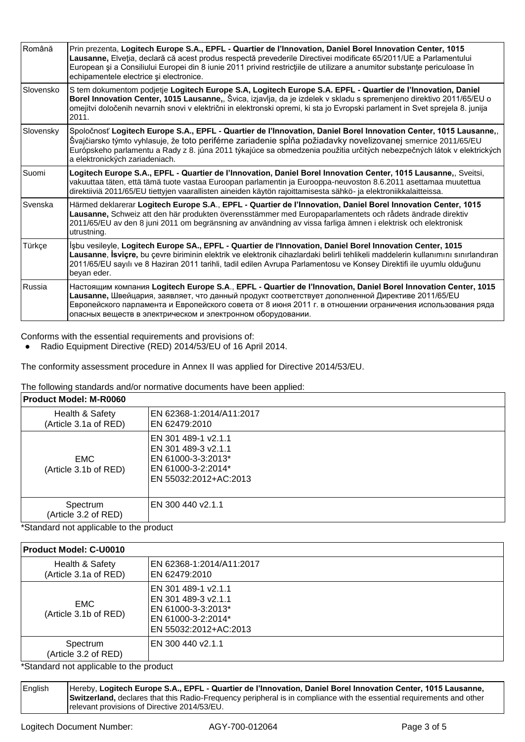| | |
|---|---|
| Română | Prin prezenta, **Logitech Europe S.A., EPFL - Quartier de l'Innovation, Daniel Borel Innovation Center, 1015 Lausanne,** Elveţia, declară că acest produs respectă prevederile Directivei modificate 65/2011/UE a Parlamentului European şi a Consiliului Europei din 8 iunie 2011 privind restricţiile de utilizare a anumitor substanţe periculoase în echipamentele electrice şi electronice. |
| Slovensko | S tem dokumentom podjetje **Logitech Europe S.A, Logitech Europe S.A. EPFL - Quartier de l'Innovation, Daniel Borel Innovation Center, 1015 Lausanne,**, Švica, izjavlja, da je izdelek v skladu s spremenjeno direktivo 2011/65/EU o omejitvi določenih nevarnih snovi v električni in elektronski opremi, ki sta jo Evropski parlament in Svet sprejela 8. junija 2011. |
| Slovensky | Spoločnosť **Logitech Europe S.A., EPFL - Quartier de l'Innovation, Daniel Borel Innovation Center, 1015 Lausanne,**, Švajčiarsko týmto vyhlasuje, že toto periférne zariadenie spĺňa požiadavky novelizovanej smernice 2011/65/EU Európskeho parlamentu a Rady z 8. júna 2011 týkajúce sa obmedzenia použitia určitých nebezpečných látok v elektrických a elektronických zariadeniach. |
| Suomi | **Logitech Europe S.A., EPFL - Quartier de l'Innovation, Daniel Borel Innovation Center, 1015 Lausanne,**, Sveitsi, vakuuttaa täten, että tämä tuote vastaa Euroopan parlamentin ja Eurooppa-neuvoston 8.6.2011 asettamaa muutettua direktiiviä 2011/65/EU tiettyjen vaarallisten aineiden käytön rajoittamisesta sähkö- ja elektroniikkalaitteissa. |
| Svenska | Härmed deklarerar **Logitech Europe S.A**., **EPFL - Quartier de l'Innovation, Daniel Borel Innovation Center, 1015 Lausanne,** Schweiz att den här produkten överensstämmer med Europaparlamentets och rådets ändrade direktiv 2011/65/EU av den 8 juni 2011 om begränsning av användning av vissa farliga ämnen i elektrisk och elektronisk utrustning. |
| Türkçe | İşbu vesileyle, **Logitech Europe SA., EPFL - Quartier de l'Innovation, Daniel Borel Innovation Center, 1015 Lausanne**, **İsviçre,** bu çevre biriminin elektrik ve elektronik cihazlardaki belirli tehlikeli maddelerin kullanımını sınırlandıran 2011/65/EU sayılı ve 8 Haziran 2011 tarihli, tadil edilen Avrupa Parlamentosu ve Konsey Direktifi ile uyumlu olduğunu beyan eder. |
| Russia | Настоящим компания **Logitech Europe S.A**., **EPFL - Quartier de l'Innovation, Daniel Borel Innovation Center, 1015 Lausanne,** Швейцария, заявляет, что данный продукт соответствует дополненной Директиве 2011/65/EU Европейского парламента и Европейского совета от 8 июня 2011 г. в отношении ограничения использования ряда опасных веществ в электрическом и электронном оборудовании. |

Conforms with the essential requirements and provisions of:

- Radio Equipment Directive (RED) 2014/53/EU of 16 April 2014.

The conformity assessment procedure in Annex II was applied for Directive 2014/53/EU.

The following standards and/or normative documents have been applied:

| **Product Model: M-R0060** | |
|---|---|
| Health & Safety (Article 3.1a of RED) | EN 62368-1:2014/A11:2017<br>EN 62479:2010 |
| EMC (Article 3.1b of RED) | EN 301 489-1 v2.1.1<br>EN 301 489-3 v2.1.1<br>EN 61000-3-3:2013*<br>EN 61000-3-2:2014*<br>EN 55032:2012+AC:2013 |
| Spectrum (Article 3.2 of RED) | EN 300 440 v2.1.1 |

*Standard not applicable to the product

| **Product Model: C-U0010** | |
|---|---|
| Health & Safety (Article 3.1a of RED) | EN 62368-1:2014/A11:2017<br>EN 62479:2010 |
| EMC (Article 3.1b of RED) | EN 301 489-1 v2.1.1<br>EN 301 489-3 v2.1.1<br>EN 61000-3-3:2013*<br>EN 61000-3-2:2014*<br>EN 55032:2012+AC:2013 |
| Spectrum (Article 3.2 of RED) | EN 300 440 v2.1.1 |

*Standard not applicable to the product

| | |
|---|---|
| English | Hereby, **Logitech Europe S.A., EPFL - Quartier de l'Innovation, Daniel Borel Innovation Center, 1015 Lausanne, Switzerland,** declares that this Radio-Frequency peripheral is in compliance with the essential requirements and other relevant provisions of Directive 2014/53/EU. |

Logitech Document Number: AGY-700-012064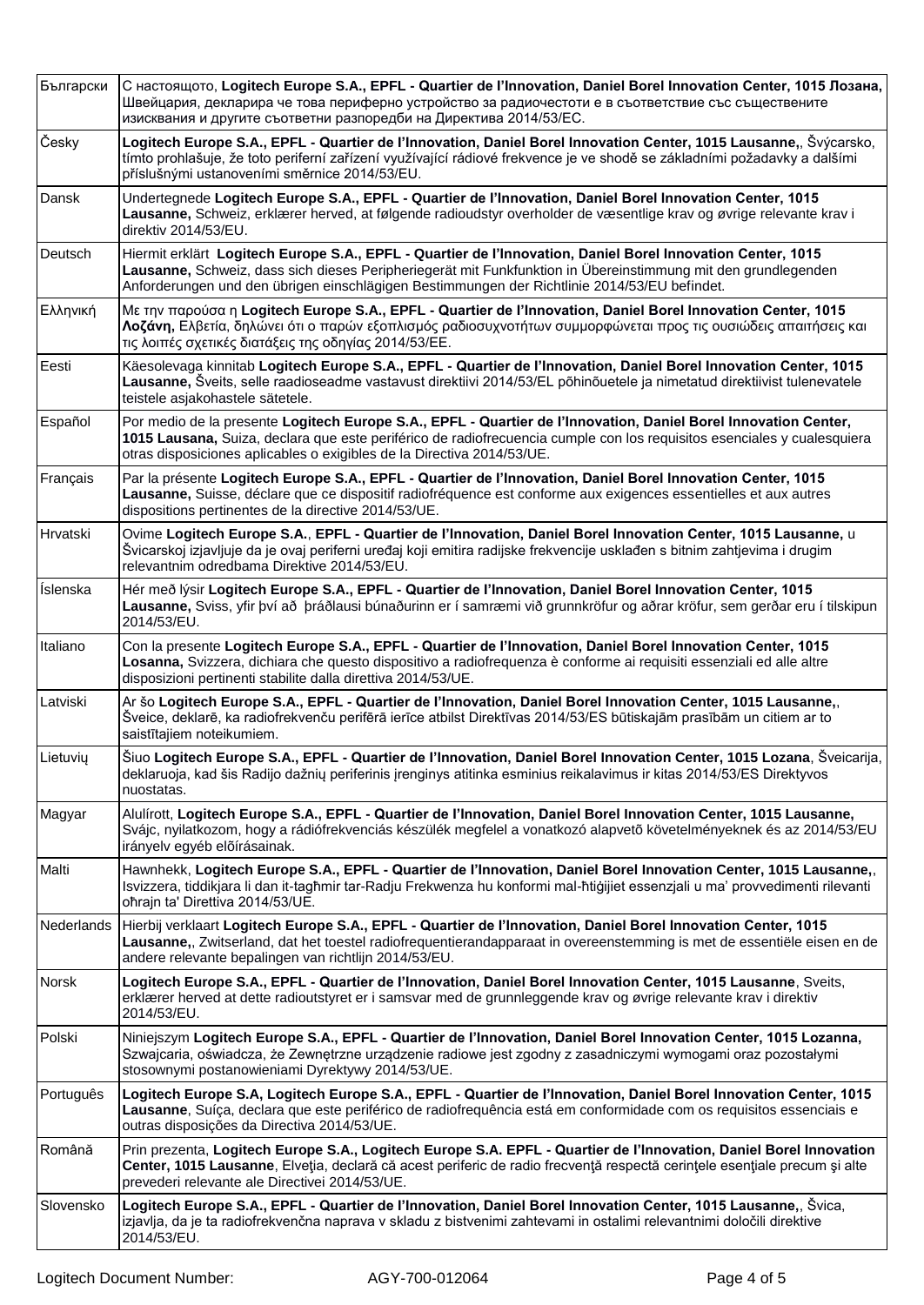| Български | С настоящото, **Logitech Europe S.A., EPFL - Quartier de I'Innovation, Daniel Borel Innovation Center, 1015 Лозана,** Швейцария, декларира че това периферно устройство за радиочестоти е в съответствие със съществените изисквания и другите съответни разпоредби на Директива 2014/53/EC. |
|---|---|
| Česky | **Logitech Europe S.A., EPFL - Quartier de I'Innovation, Daniel Borel Innovation Center, 1015 Lausanne,**, Švýcarsko, tímto prohlašuje, že toto periferní zařízení využívající rádiové frekvence je ve shodě se základními požadavky a dalšími příslušnými ustanoveními směrnice 2014/53/EU. |
| Dansk | Undertegnede **Logitech Europe S.A., EPFL - Quartier de I'Innovation, Daniel Borel Innovation Center, 1015 Lausanne,** Schweiz, erklærer herved, at følgende radioudstyr overholder de væsentlige krav og øvrige relevante krav i direktiv 2014/53/EU. |
| Deutsch | Hiermit erklärt **Logitech Europe S.A., EPFL - Quartier de I'Innovation, Daniel Borel Innovation Center, 1015 Lausanne,** Schweiz, dass sich dieses Peripheriegerät mit Funkfunktion in Übereinstimmung mit den grundlegenden Anforderungen und den übrigen einschlägigen Bestimmungen der Richtlinie 2014/53/EU befindet. |
| Ελληνική | Με την παρούσα η **Logitech Europe S.A., EPFL - Quartier de I'Innovation, Daniel Borel Innovation Center, 1015 Λοζάνη,** Ελβετία, δηλώνει ότι ο παρών εξοπλισμός ραδιοσυχνοτήτων συμμορφώνεται προς τις ουσιώδεις απαιτήσεις και τις λοιπές σχετικές διατάξεις της οδηγίας 2014/53/ΕΕ. |
| Eesti | Käesolevaga kinnitab **Logitech Europe S.A., EPFL - Quartier de I'Innovation, Daniel Borel Innovation Center, 1015 Lausanne,** Šveits, selle raadioseadme vastavust direktiivi 2014/53/EL põhinõuetele ja nimetatud direktiivist tulenevatele teistele asjakohastele sätetele. |
| Español | Por medio de la presente **Logitech Europe S.A., EPFL - Quartier de I'Innovation, Daniel Borel Innovation Center, 1015 Lausana,** Suiza, declara que este periférico de radiofrecuencia cumple con los requisitos esenciales y cualesquiera otras disposiciones aplicables o exigibles de la Directiva 2014/53/UE. |
| Français | Par la présente **Logitech Europe S.A., EPFL - Quartier de I'Innovation, Daniel Borel Innovation Center, 1015 Lausanne,** Suisse, déclare que ce dispositif radiofréquence est conforme aux exigences essentielles et aux autres dispositions pertinentes de la directive 2014/53/UE. |
| Hrvatski | Ovime **Logitech Europe S.A.**, **EPFL - Quartier de I'Innovation, Daniel Borel Innovation Center, 1015 Lausanne,** u Švicarskoj izjavljuje da je ovaj periferni uređaj koji emitira radijske frekvencije usklađen s bitnim zahtjevima i drugim relevantnim odredbama Direktive 2014/53/EU. |
| Íslenska | Hér með lýsir **Logitech Europe S.A., EPFL - Quartier de I'Innovation, Daniel Borel Innovation Center, 1015 Lausanne,** Sviss, yfir því að þráðlausi búnaðurinn er í samræmi við grunnkröfur og aðrar kröfur, sem gerðar eru í tilskipun 2014/53/EU. |
| Italiano | Con la presente **Logitech Europe S.A., EPFL - Quartier de I'Innovation, Daniel Borel Innovation Center, 1015 Losanna,** Svizzera, dichiara che questo dispositivo a radiofrequenza è conforme ai requisiti essenziali ed alle altre disposizioni pertinenti stabilite dalla direttiva 2014/53/UE. |
| Latviski | Ar šo **Logitech Europe S.A., EPFL - Quartier de I'Innovation, Daniel Borel Innovation Center, 1015 Lausanne,**, Šveice, deklarē, ka radiofrekvenču perifērā ierīce atbilst Direktīvas 2014/53/ES būtiskajām prasībām un citiem ar to saistītajiem noteikumiem. |
| Lietuvių | Šiuo **Logitech Europe S.A., EPFL - Quartier de I'Innovation, Daniel Borel Innovation Center, 1015 Lozana**, Šveicarija, deklaruoja, kad šis Radijo dažnių periferinis įrenginys atitinka esminius reikalavimus ir kitas 2014/53/ES Direktyvos nuostatas. |
| Magyar | Alulírott, **Logitech Europe S.A., EPFL - Quartier de I'Innovation, Daniel Borel Innovation Center, 1015 Lausanne,** Svájc, nyilatkozom, hogy a rádiófrekvenciás készülék megfelel a vonatkozó alapvetõ követelményeknek és az 2014/53/EU irányelv egyéb elõírásainak. |
| Malti | Hawnhekk, **Logitech Europe S.A., EPFL - Quartier de I'Innovation, Daniel Borel Innovation Center, 1015 Lausanne,**, Isvizzera, tiddikjara li dan it-tagħmir tar-Radju Frekwenza hu konformi mal-ħtiġijiet essenzjali u ma' provvedimenti rilevanti oħrajn ta' Direttiva 2014/53/UE. |
| Nederlands | Hierbij verklaart **Logitech Europe S.A., EPFL - Quartier de I'Innovation, Daniel Borel Innovation Center, 1015 Lausanne,**, Zwitserland, dat het toestel radiofrequentierandapparaat in overeenstemming is met de essentiële eisen en de andere relevante bepalingen van richtlijn 2014/53/EU. |
| Norsk | **Logitech Europe S.A., EPFL - Quartier de I'Innovation, Daniel Borel Innovation Center, 1015 Lausanne**, Sveits, erklærer herved at dette radioutstyret er i samsvar med de grunnleggende krav og øvrige relevante krav i direktiv 2014/53/EU. |
| Polski | Niniejszym **Logitech Europe S.A., EPFL - Quartier de I'Innovation, Daniel Borel Innovation Center, 1015 Lozanna,** Szwajcaria, oświadcza, że Zewnętrzne urządzenie radiowe jest zgodny z zasadniczymi wymogami oraz pozostałymi stosownymi postanowieniami Dyrektywy 2014/53/UE. |
| Português | **Logitech Europe S.A, Logitech Europe S.A., EPFL - Quartier de I'Innovation, Daniel Borel Innovation Center, 1015 Lausanne**, Suíça, declara que este periférico de radiofrequência está em conformidade com os requisitos essenciais e outras disposições da Directiva 2014/53/UE. |
| Română | Prin prezenta, **Logitech Europe S.A., Logitech Europe S.A. EPFL - Quartier de I'Innovation, Daniel Borel Innovation Center, 1015 Lausanne**, Elveţia, declară că acest periferic de radio frecvenţă respectă cerinţele esenţiale precum şi alte prevederi relevante ale Directivei 2014/53/UE. |
| Slovensko | **Logitech Europe S.A., EPFL - Quartier de I'Innovation, Daniel Borel Innovation Center, 1015 Lausanne,**, Švica, izjavlja, da je ta radiofrekvenčna naprava v skladu z bistvenimi zahtevami in ostalimi relevantnimi določili direktive 2014/53/EU. |

Logitech Document Number: AGY-700-012064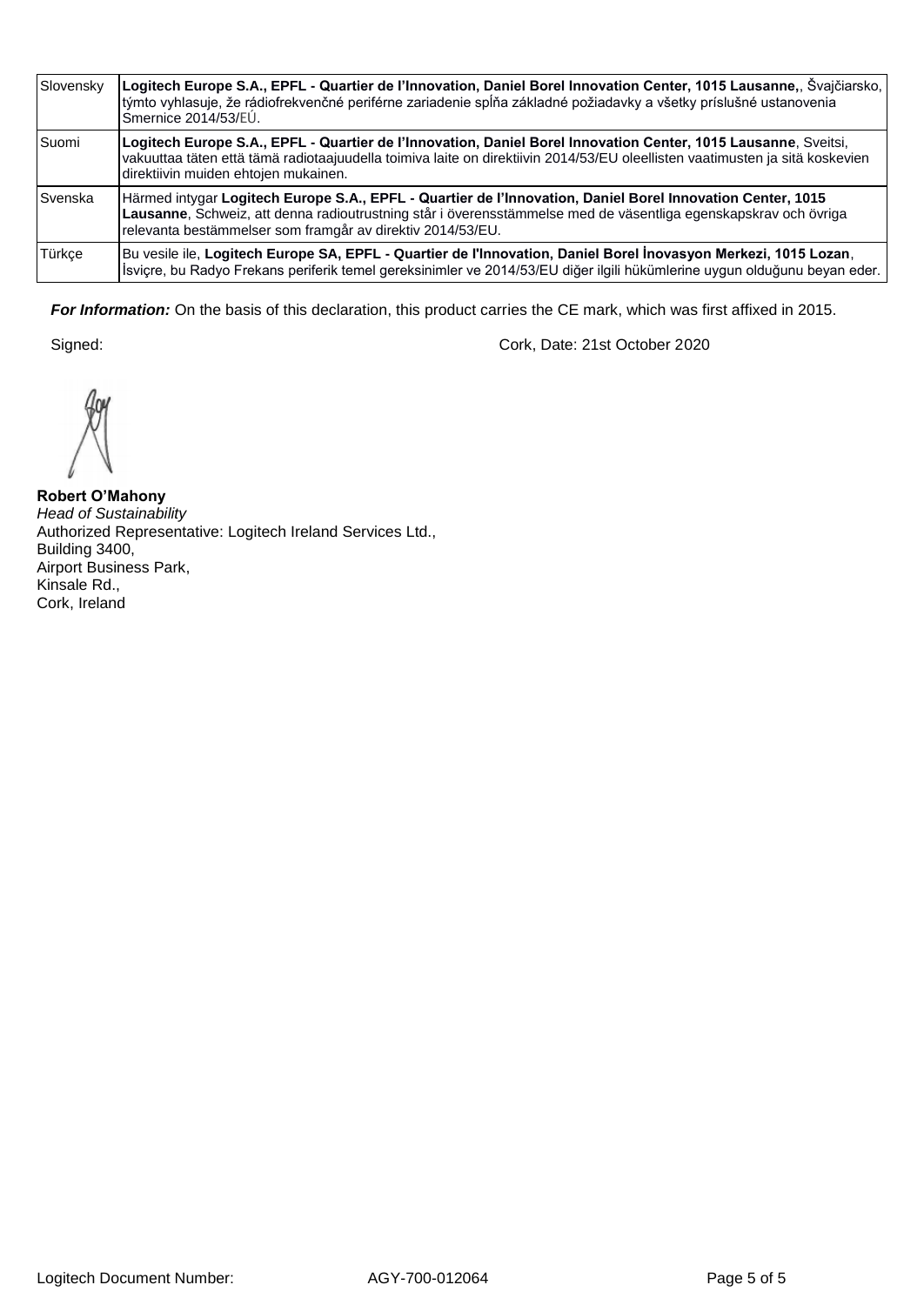| | |
|---|---|
| Slovensky | **Logitech Europe S.A., EPFL - Quartier de l'Innovation, Daniel Borel Innovation Center, 1015 Lausanne,**, Švajčiarsko, týmto vyhlasuje, že rádiofrekvenčné periférne zariadenie spĺňa základné požiadavky a všetky príslušné ustanovenia Smernice 2014/53/EÚ. |
| Suomi | **Logitech Europe S.A., EPFL - Quartier de l'Innovation, Daniel Borel Innovation Center, 1015 Lausanne**, Sveitsi, vakuuttaa täten että tämä radiotaajuudella toimiva laite on direktiivin 2014/53/EU oleellisten vaatimusten ja sitä koskevien direktiivin muiden ehtojen mukainen. |
| Svenska | Härmed intygar **Logitech Europe S.A., EPFL - Quartier de l'Innovation, Daniel Borel Innovation Center, 1015 Lausanne**, Schweiz, att denna radioutrustning står i överensstämmelse med de väsentliga egenskapskrav och övriga relevanta bestämmelser som framgår av direktiv 2014/53/EU. |
| Türkçe | Bu vesile ile, **Logitech Europe SA, EPFL - Quartier de l'Innovation, Daniel Borel İnovasyon Merkezi, 1015 Lozan**, İsviçre, bu Radyo Frekans periferik temel gereksinimler ve 2014/53/EU diğer ilgili hükümlerine uygun olduğunu beyan eder. |

***For Information:*** On the basis of this declaration, this product carries the CE mark, which was first affixed in 2015.

Signed: Cork, Date: 21st October 2020

**Robert O'Mahony**
*Head of Sustainability*
Authorized Representative: Logitech Ireland Services Ltd.,
Building 3400,
Airport Business Park,
Kinsale Rd.,
Cork, Ireland

Logitech Document Number: AGY-700-012064